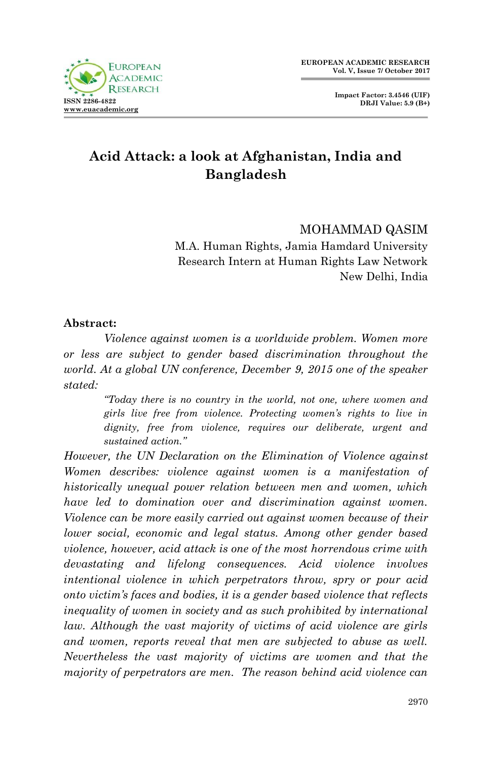# Acid Attack: a look at Afghanistan, India and Bangladesh

MOHAMMAD QASIM
M.A. Human Rights, Jamia Hamdard University
Research Intern at Human Rights Law Network
New Delhi, India

**Abstract:**

*Violence against women is a worldwide problem. Women more or less are subject to gender based discrimination throughout the world. At a global UN conference, December 9, 2015 one of the speaker stated:*

> *"Today there is no country in the world, not one, where women and girls live free from violence. Protecting women's rights to live in dignity, free from violence, requires our deliberate, urgent and sustained action."*

*However, the UN Declaration on the Elimination of Violence against Women describes: violence against women is a manifestation of historically unequal power relation between men and women, which have led to domination over and discrimination against women. Violence can be more easily carried out against women because of their lower social, economic and legal status. Among other gender based violence, however, acid attack is one of the most horrendous crime with devastating and lifelong consequences. Acid violence involves intentional violence in which perpetrators throw, spry or pour acid onto victim's faces and bodies, it is a gender based violence that reflects inequality of women in society and as such prohibited by international law. Although the vast majority of victims of acid violence are girls and women, reports reveal that men are subjected to abuse as well. Nevertheless the vast majority of victims are women and that the majority of perpetrators are men. The reason behind acid violence can*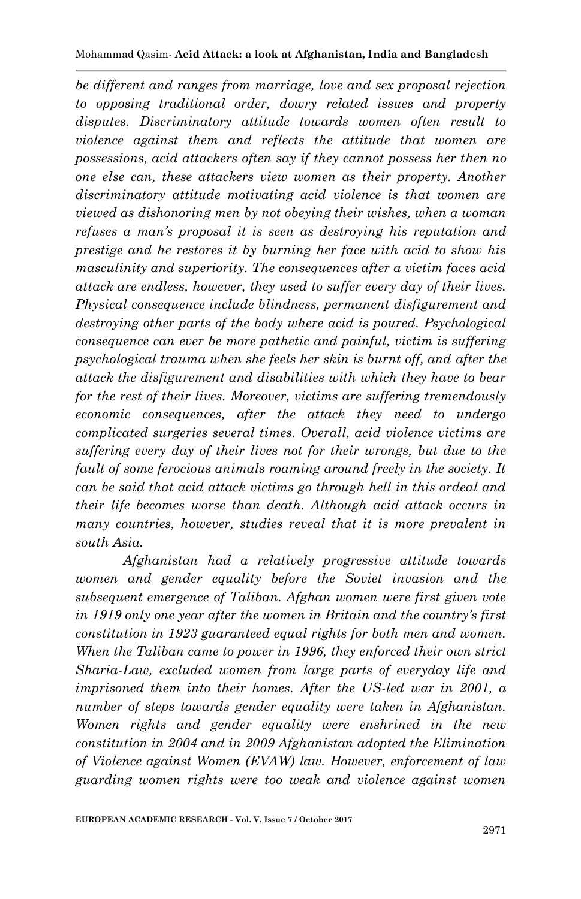*be different and ranges from marriage, love and sex proposal rejection to opposing traditional order, dowry related issues and property disputes. Discriminatory attitude towards women often result to violence against them and reflects the attitude that women are possessions, acid attackers often say if they cannot possess her then no one else can, these attackers view women as their property. Another discriminatory attitude motivating acid violence is that women are viewed as dishonoring men by not obeying their wishes, when a woman refuses a man's proposal it is seen as destroying his reputation and prestige and he restores it by burning her face with acid to show his masculinity and superiority. The consequences after a victim faces acid attack are endless, however, they used to suffer every day of their lives. Physical consequence include blindness, permanent disfigurement and destroying other parts of the body where acid is poured. Psychological consequence can ever be more pathetic and painful, victim is suffering psychological trauma when she feels her skin is burnt off, and after the attack the disfigurement and disabilities with which they have to bear for the rest of their lives. Moreover, victims are suffering tremendously economic consequences, after the attack they need to undergo complicated surgeries several times. Overall, acid violence victims are suffering every day of their lives not for their wrongs, but due to the fault of some ferocious animals roaming around freely in the society. It can be said that acid attack victims go through hell in this ordeal and their life becomes worse than death. Although acid attack occurs in many countries, however, studies reveal that it is more prevalent in south Asia.*

*Afghanistan had a relatively progressive attitude towards women and gender equality before the Soviet invasion and the subsequent emergence of Taliban. Afghan women were first given vote in 1919 only one year after the women in Britain and the country's first constitution in 1923 guaranteed equal rights for both men and women. When the Taliban came to power in 1996, they enforced their own strict Sharia-Law, excluded women from large parts of everyday life and imprisoned them into their homes. After the US-led war in 2001, a number of steps towards gender equality were taken in Afghanistan. Women rights and gender equality were enshrined in the new constitution in 2004 and in 2009 Afghanistan adopted the Elimination of Violence against Women (EVAW) law. However, enforcement of law guarding women rights were too weak and violence against women*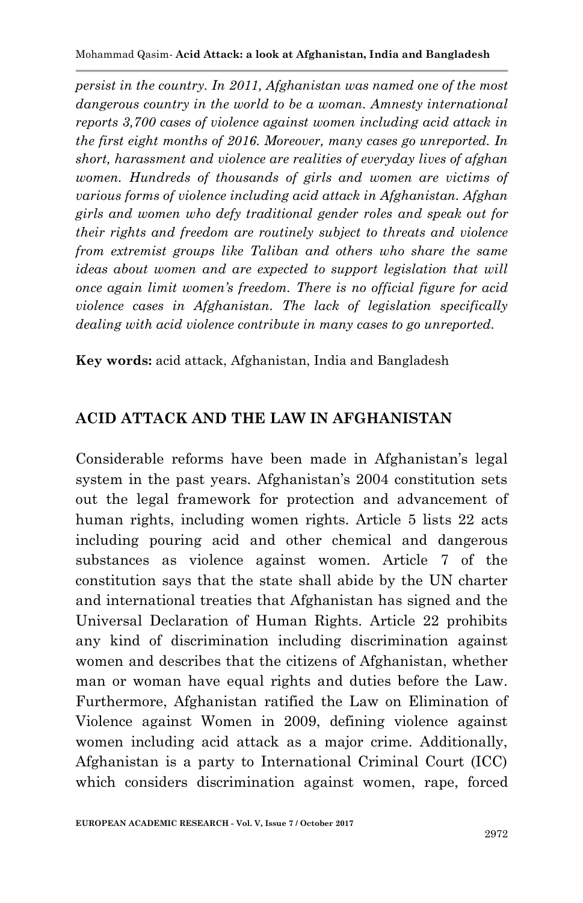*persist in the country. In 2011, Afghanistan was named one of the most dangerous country in the world to be a woman. Amnesty international reports 3,700 cases of violence against women including acid attack in the first eight months of 2016. Moreover, many cases go unreported. In short, harassment and violence are realities of everyday lives of afghan women. Hundreds of thousands of girls and women are victims of various forms of violence including acid attack in Afghanistan. Afghan girls and women who defy traditional gender roles and speak out for their rights and freedom are routinely subject to threats and violence from extremist groups like Taliban and others who share the same ideas about women and are expected to support legislation that will once again limit women's freedom. There is no official figure for acid violence cases in Afghanistan. The lack of legislation specifically dealing with acid violence contribute in many cases to go unreported.*

**Key words:** acid attack, Afghanistan, India and Bangladesh

## ACID ATTACK AND THE LAW IN AFGHANISTAN

Considerable reforms have been made in Afghanistan's legal system in the past years. Afghanistan's 2004 constitution sets out the legal framework for protection and advancement of human rights, including women rights. Article 5 lists 22 acts including pouring acid and other chemical and dangerous substances as violence against women. Article 7 of the constitution says that the state shall abide by the UN charter and international treaties that Afghanistan has signed and the Universal Declaration of Human Rights. Article 22 prohibits any kind of discrimination including discrimination against women and describes that the citizens of Afghanistan, whether man or woman have equal rights and duties before the Law. Furthermore, Afghanistan ratified the Law on Elimination of Violence against Women in 2009, defining violence against women including acid attack as a major crime. Additionally, Afghanistan is a party to International Criminal Court (ICC) which considers discrimination against women, rape, forced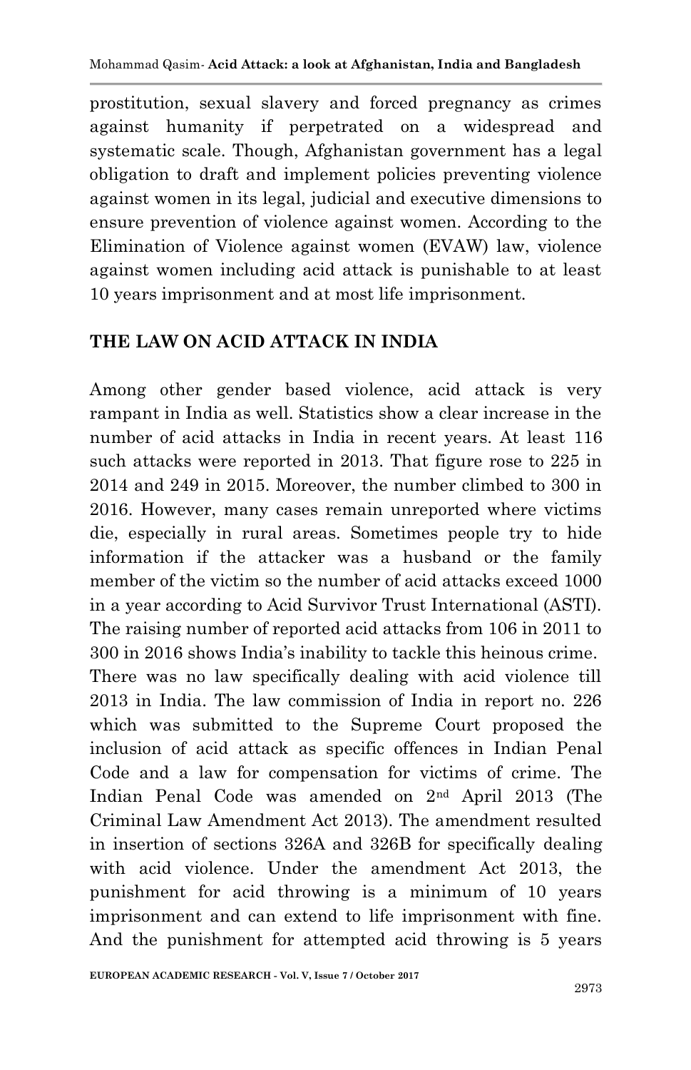prostitution, sexual slavery and forced pregnancy as crimes against humanity if perpetrated on a widespread and systematic scale. Though, Afghanistan government has a legal obligation to draft and implement policies preventing violence against women in its legal, judicial and executive dimensions to ensure prevention of violence against women. According to the Elimination of Violence against women (EVAW) law, violence against women including acid attack is punishable to at least 10 years imprisonment and at most life imprisonment.

## THE LAW ON ACID ATTACK IN INDIA

Among other gender based violence, acid attack is very rampant in India as well. Statistics show a clear increase in the number of acid attacks in India in recent years. At least 116 such attacks were reported in 2013. That figure rose to 225 in 2014 and 249 in 2015. Moreover, the number climbed to 300 in 2016. However, many cases remain unreported where victims die, especially in rural areas. Sometimes people try to hide information if the attacker was a husband or the family member of the victim so the number of acid attacks exceed 1000 in a year according to Acid Survivor Trust International (ASTI). The raising number of reported acid attacks from 106 in 2011 to 300 in 2016 shows India's inability to tackle this heinous crime. There was no law specifically dealing with acid violence till 2013 in India. The law commission of India in report no. 226 which was submitted to the Supreme Court proposed the inclusion of acid attack as specific offences in Indian Penal Code and a law for compensation for victims of crime. The Indian Penal Code was amended on 2nd April 2013 (The Criminal Law Amendment Act 2013). The amendment resulted in insertion of sections 326A and 326B for specifically dealing with acid violence. Under the amendment Act 2013, the punishment for acid throwing is a minimum of 10 years imprisonment and can extend to life imprisonment with fine. And the punishment for attempted acid throwing is 5 years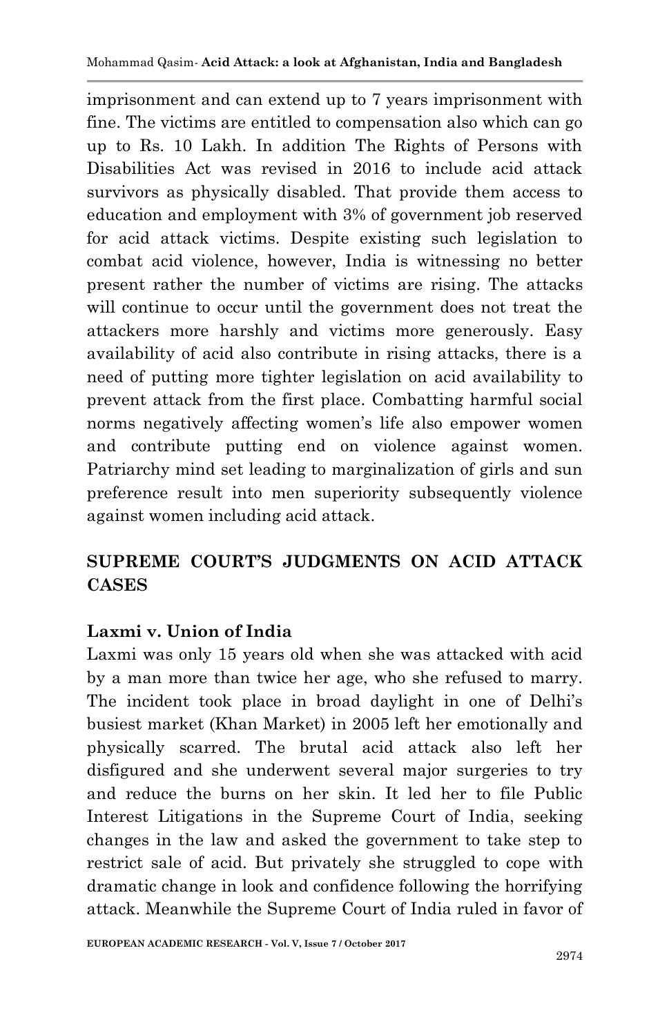imprisonment and can extend up to 7 years imprisonment with fine. The victims are entitled to compensation also which can go up to Rs. 10 Lakh. In addition The Rights of Persons with Disabilities Act was revised in 2016 to include acid attack survivors as physically disabled. That provide them access to education and employment with 3% of government job reserved for acid attack victims. Despite existing such legislation to combat acid violence, however, India is witnessing no better present rather the number of victims are rising. The attacks will continue to occur until the government does not treat the attackers more harshly and victims more generously. Easy availability of acid also contribute in rising attacks, there is a need of putting more tighter legislation on acid availability to prevent attack from the first place. Combatting harmful social norms negatively affecting women's life also empower women and contribute putting end on violence against women. Patriarchy mind set leading to marginalization of girls and sun preference result into men superiority subsequently violence against women including acid attack.

## SUPREME COURT'S JUDGMENTS ON ACID ATTACK CASES

### Laxmi v. Union of India

Laxmi was only 15 years old when she was attacked with acid by a man more than twice her age, who she refused to marry. The incident took place in broad daylight in one of Delhi's busiest market (Khan Market) in 2005 left her emotionally and physically scarred. The brutal acid attack also left her disfigured and she underwent several major surgeries to try and reduce the burns on her skin. It led her to file Public Interest Litigations in the Supreme Court of India, seeking changes in the law and asked the government to take step to restrict sale of acid. But privately she struggled to cope with dramatic change in look and confidence following the horrifying attack. Meanwhile the Supreme Court of India ruled in favor of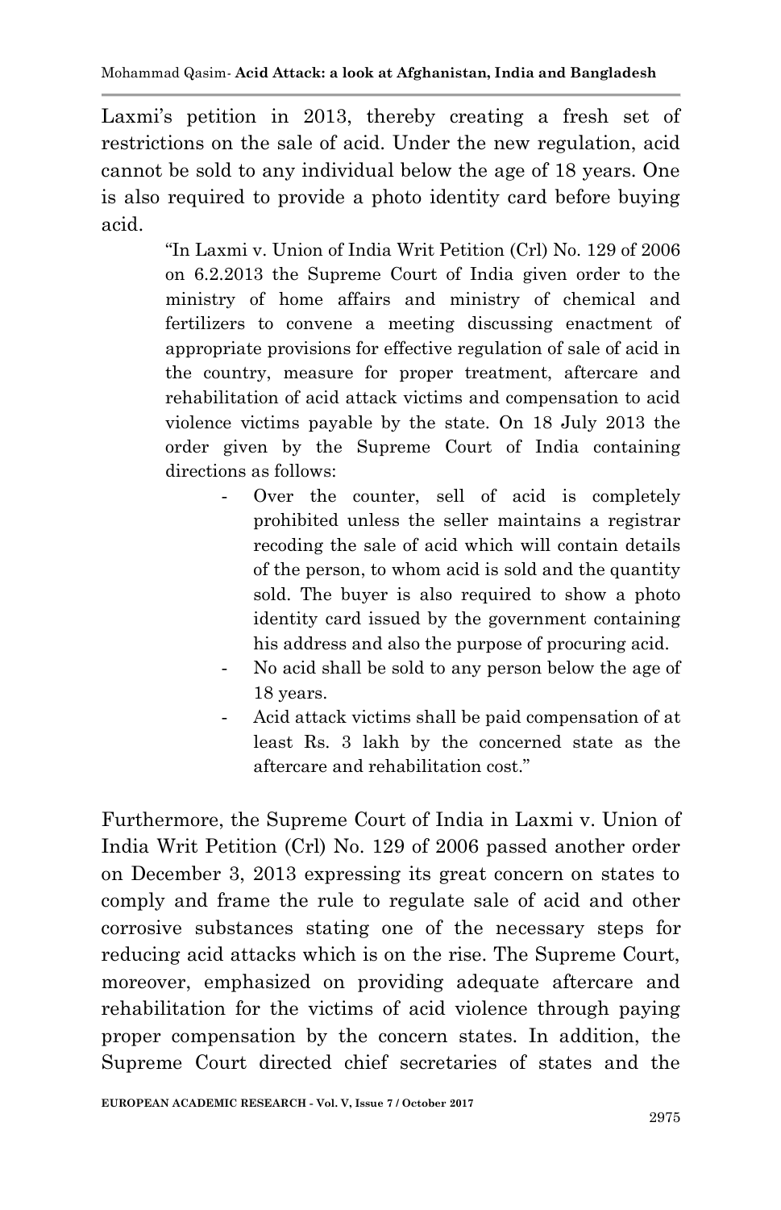Laxmi's petition in 2013, thereby creating a fresh set of restrictions on the sale of acid. Under the new regulation, acid cannot be sold to any individual below the age of 18 years. One is also required to provide a photo identity card before buying acid.

> "In Laxmi v. Union of India Writ Petition (Crl) No. 129 of 2006 on 6.2.2013 the Supreme Court of India given order to the ministry of home affairs and ministry of chemical and fertilizers to convene a meeting discussing enactment of appropriate provisions for effective regulation of sale of acid in the country, measure for proper treatment, aftercare and rehabilitation of acid attack victims and compensation to acid violence victims payable by the state. On 18 July 2013 the order given by the Supreme Court of India containing directions as follows:
>
> - Over the counter, sell of acid is completely prohibited unless the seller maintains a registrar recoding the sale of acid which will contain details of the person, to whom acid is sold and the quantity sold. The buyer is also required to show a photo identity card issued by the government containing his address and also the purpose of procuring acid.
> - No acid shall be sold to any person below the age of 18 years.
> - Acid attack victims shall be paid compensation of at least Rs. 3 lakh by the concerned state as the aftercare and rehabilitation cost."

Furthermore, the Supreme Court of India in Laxmi v. Union of India Writ Petition (Crl) No. 129 of 2006 passed another order on December 3, 2013 expressing its great concern on states to comply and frame the rule to regulate sale of acid and other corrosive substances stating one of the necessary steps for reducing acid attacks which is on the rise. The Supreme Court, moreover, emphasized on providing adequate aftercare and rehabilitation for the victims of acid violence through paying proper compensation by the concern states. In addition, the Supreme Court directed chief secretaries of states and the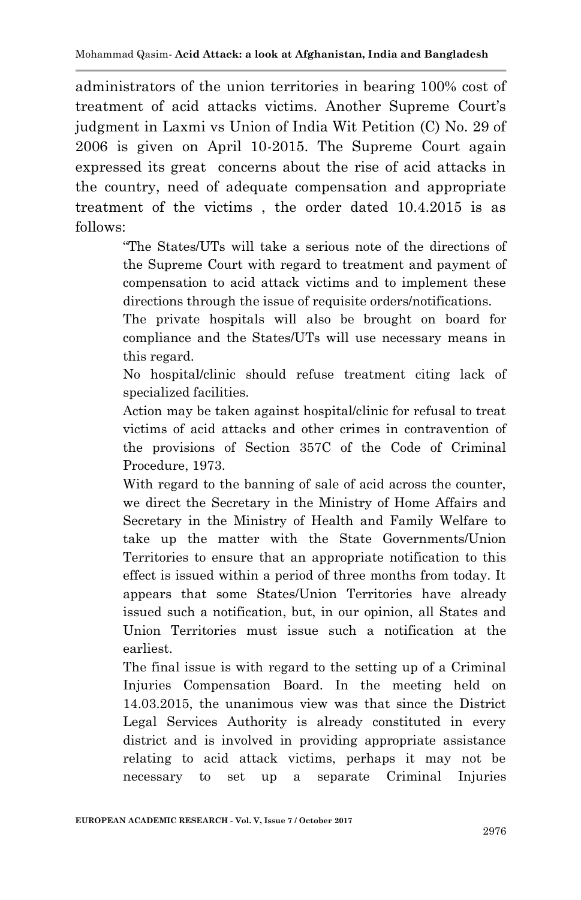administrators of the union territories in bearing 100% cost of treatment of acid attacks victims. Another Supreme Court's judgment in Laxmi vs Union of India Wit Petition (C) No. 29 of 2006 is given on April 10-2015. The Supreme Court again expressed its great concerns about the rise of acid attacks in the country, need of adequate compensation and appropriate treatment of the victims , the order dated 10.4.2015 is as follows:

> "The States/UTs will take a serious note of the directions of the Supreme Court with regard to treatment and payment of compensation to acid attack victims and to implement these directions through the issue of requisite orders/notifications.
>
> The private hospitals will also be brought on board for compliance and the States/UTs will use necessary means in this regard.
>
> No hospital/clinic should refuse treatment citing lack of specialized facilities.
>
> Action may be taken against hospital/clinic for refusal to treat victims of acid attacks and other crimes in contravention of the provisions of Section 357C of the Code of Criminal Procedure, 1973.
>
> With regard to the banning of sale of acid across the counter, we direct the Secretary in the Ministry of Home Affairs and Secretary in the Ministry of Health and Family Welfare to take up the matter with the State Governments/Union Territories to ensure that an appropriate notification to this effect is issued within a period of three months from today. It appears that some States/Union Territories have already issued such a notification, but, in our opinion, all States and Union Territories must issue such a notification at the earliest.
>
> The final issue is with regard to the setting up of a Criminal Injuries Compensation Board. In the meeting held on 14.03.2015, the unanimous view was that since the District Legal Services Authority is already constituted in every district and is involved in providing appropriate assistance relating to acid attack victims, perhaps it may not be necessary to set up a separate Criminal Injuries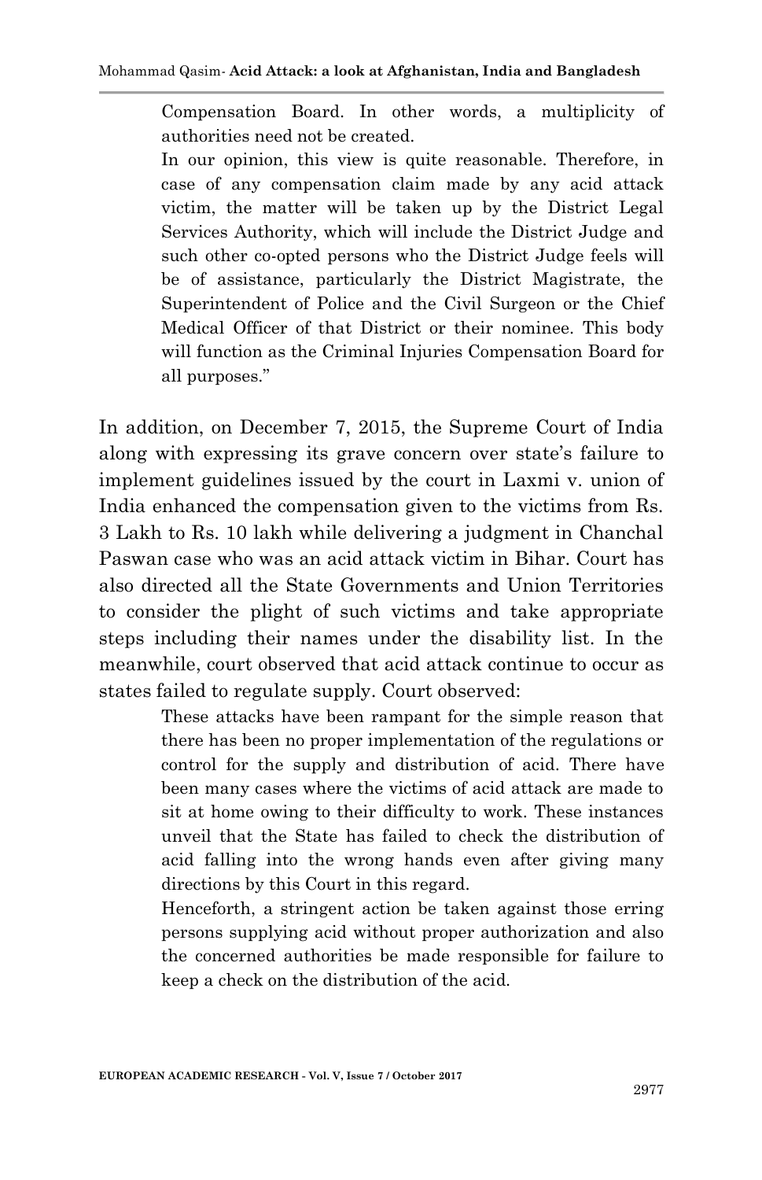> Compensation Board. In other words, a multiplicity of authorities need not be created.
>
> In our opinion, this view is quite reasonable. Therefore, in case of any compensation claim made by any acid attack victim, the matter will be taken up by the District Legal Services Authority, which will include the District Judge and such other co-opted persons who the District Judge feels will be of assistance, particularly the District Magistrate, the Superintendent of Police and the Civil Surgeon or the Chief Medical Officer of that District or their nominee. This body will function as the Criminal Injuries Compensation Board for all purposes."

In addition, on December 7, 2015, the Supreme Court of India along with expressing its grave concern over state's failure to implement guidelines issued by the court in Laxmi v. union of India enhanced the compensation given to the victims from Rs. 3 Lakh to Rs. 10 lakh while delivering a judgment in Chanchal Paswan case who was an acid attack victim in Bihar. Court has also directed all the State Governments and Union Territories to consider the plight of such victims and take appropriate steps including their names under the disability list. In the meanwhile, court observed that acid attack continue to occur as states failed to regulate supply. Court observed:

> These attacks have been rampant for the simple reason that there has been no proper implementation of the regulations or control for the supply and distribution of acid. There have been many cases where the victims of acid attack are made to sit at home owing to their difficulty to work. These instances unveil that the State has failed to check the distribution of acid falling into the wrong hands even after giving many directions by this Court in this regard.
>
> Henceforth, a stringent action be taken against those erring persons supplying acid without proper authorization and also the concerned authorities be made responsible for failure to keep a check on the distribution of the acid.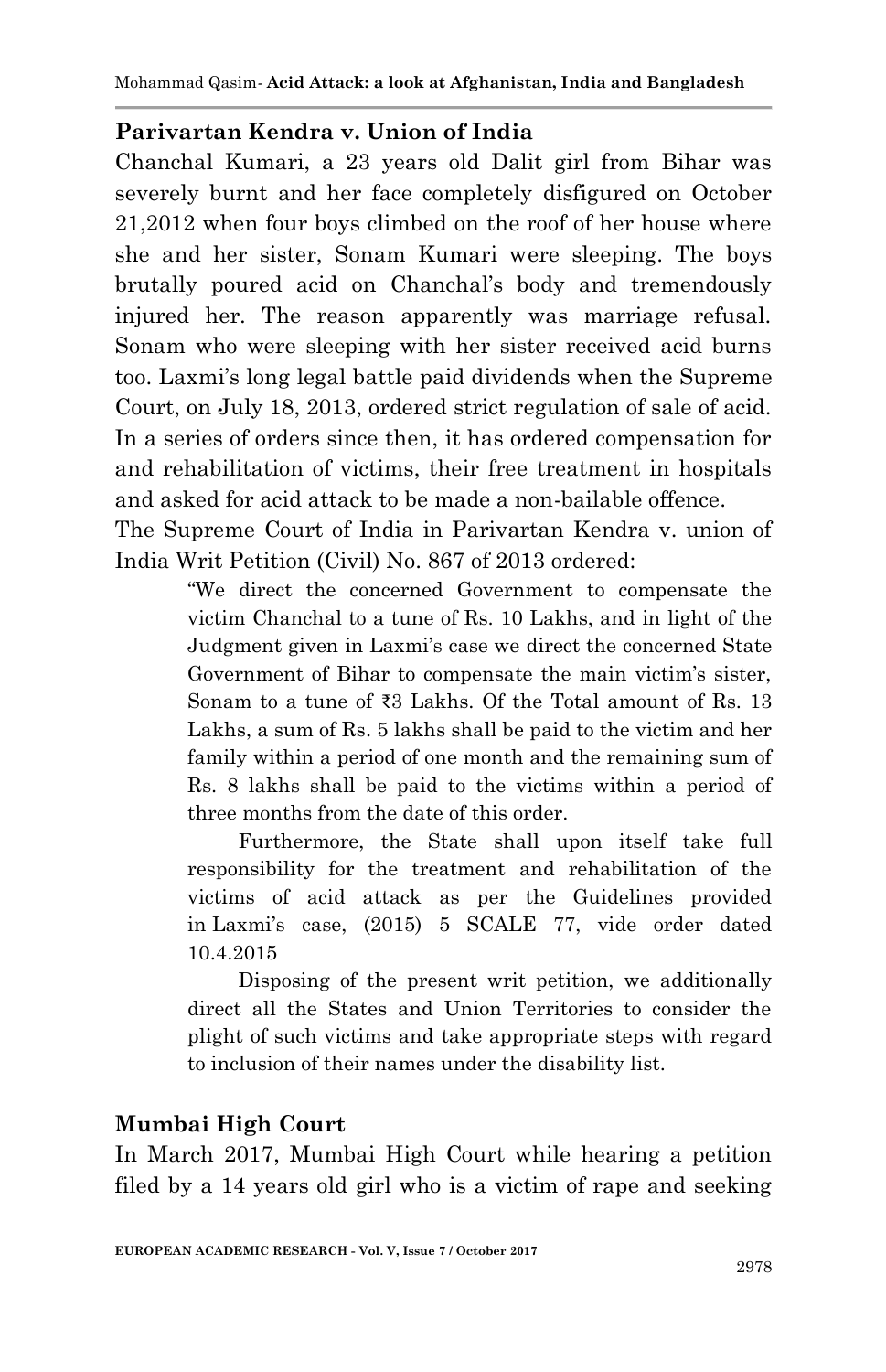## Parivartan Kendra v. Union of India

Chanchal Kumari, a 23 years old Dalit girl from Bihar was severely burnt and her face completely disfigured on October 21,2012 when four boys climbed on the roof of her house where she and her sister, Sonam Kumari were sleeping. The boys brutally poured acid on Chanchal's body and tremendously injured her. The reason apparently was marriage refusal. Sonam who were sleeping with her sister received acid burns too. Laxmi's long legal battle paid dividends when the Supreme Court, on July 18, 2013, ordered strict regulation of sale of acid. In a series of orders since then, it has ordered compensation for and rehabilitation of victims, their free treatment in hospitals and asked for acid attack to be made a non-bailable offence.

The Supreme Court of India in Parivartan Kendra v. union of India Writ Petition (Civil) No. 867 of 2013 ordered:

> "We direct the concerned Government to compensate the victim Chanchal to a tune of Rs. 10 Lakhs, and in light of the Judgment given in Laxmi's case we direct the concerned State Government of Bihar to compensate the main victim's sister, Sonam to a tune of ₹3 Lakhs. Of the Total amount of Rs. 13 Lakhs, a sum of Rs. 5 lakhs shall be paid to the victim and her family within a period of one month and the remaining sum of Rs. 8 lakhs shall be paid to the victims within a period of three months from the date of this order.
>
> Furthermore, the State shall upon itself take full responsibility for the treatment and rehabilitation of the victims of acid attack as per the Guidelines provided in Laxmi's case, (2015) 5 SCALE 77, vide order dated 10.4.2015
>
> Disposing of the present writ petition, we additionally direct all the States and Union Territories to consider the plight of such victims and take appropriate steps with regard to inclusion of their names under the disability list.

## Mumbai High Court

In March 2017, Mumbai High Court while hearing a petition filed by a 14 years old girl who is a victim of rape and seeking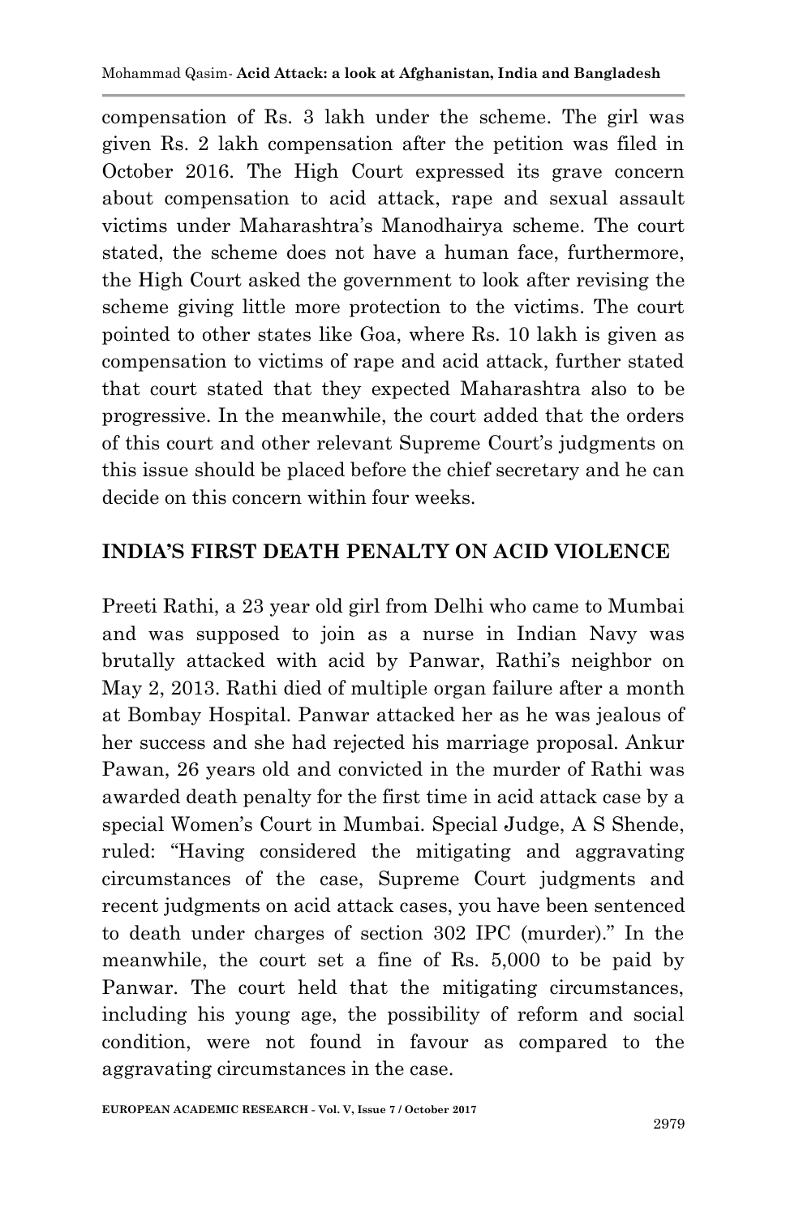compensation of Rs. 3 lakh under the scheme. The girl was given Rs. 2 lakh compensation after the petition was filed in October 2016. The High Court expressed its grave concern about compensation to acid attack, rape and sexual assault victims under Maharashtra's Manodhairya scheme. The court stated, the scheme does not have a human face, furthermore, the High Court asked the government to look after revising the scheme giving little more protection to the victims. The court pointed to other states like Goa, where Rs. 10 lakh is given as compensation to victims of rape and acid attack, further stated that court stated that they expected Maharashtra also to be progressive. In the meanwhile, the court added that the orders of this court and other relevant Supreme Court's judgments on this issue should be placed before the chief secretary and he can decide on this concern within four weeks.

## INDIA'S FIRST DEATH PENALTY ON ACID VIOLENCE

Preeti Rathi, a 23 year old girl from Delhi who came to Mumbai and was supposed to join as a nurse in Indian Navy was brutally attacked with acid by Panwar, Rathi's neighbor on May 2, 2013. Rathi died of multiple organ failure after a month at Bombay Hospital. Panwar attacked her as he was jealous of her success and she had rejected his marriage proposal. Ankur Pawan, 26 years old and convicted in the murder of Rathi was awarded death penalty for the first time in acid attack case by a special Women's Court in Mumbai. Special Judge, A S Shende, ruled: "Having considered the mitigating and aggravating circumstances of the case, Supreme Court judgments and recent judgments on acid attack cases, you have been sentenced to death under charges of section 302 IPC (murder)." In the meanwhile, the court set a fine of Rs. 5,000 to be paid by Panwar. The court held that the mitigating circumstances, including his young age, the possibility of reform and social condition, were not found in favour as compared to the aggravating circumstances in the case.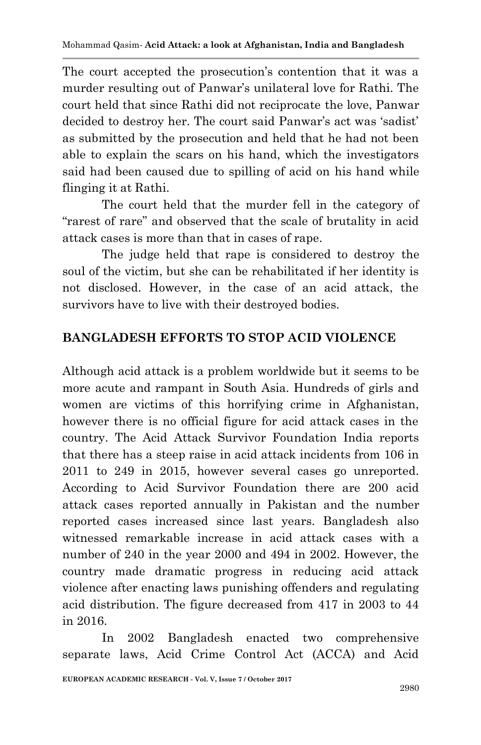The court accepted the prosecution's contention that it was a murder resulting out of Panwar's unilateral love for Rathi. The court held that since Rathi did not reciprocate the love, Panwar decided to destroy her. The court said Panwar's act was 'sadist' as submitted by the prosecution and held that he had not been able to explain the scars on his hand, which the investigators said had been caused due to spilling of acid on his hand while flinging it at Rathi.

The court held that the murder fell in the category of "rarest of rare" and observed that the scale of brutality in acid attack cases is more than that in cases of rape.

The judge held that rape is considered to destroy the soul of the victim, but she can be rehabilitated if her identity is not disclosed. However, in the case of an acid attack, the survivors have to live with their destroyed bodies.

## BANGLADESH EFFORTS TO STOP ACID VIOLENCE

Although acid attack is a problem worldwide but it seems to be more acute and rampant in South Asia. Hundreds of girls and women are victims of this horrifying crime in Afghanistan, however there is no official figure for acid attack cases in the country. The Acid Attack Survivor Foundation India reports that there has a steep raise in acid attack incidents from 106 in 2011 to 249 in 2015, however several cases go unreported. According to Acid Survivor Foundation there are 200 acid attack cases reported annually in Pakistan and the number reported cases increased since last years. Bangladesh also witnessed remarkable increase in acid attack cases with a number of 240 in the year 2000 and 494 in 2002. However, the country made dramatic progress in reducing acid attack violence after enacting laws punishing offenders and regulating acid distribution. The figure decreased from 417 in 2003 to 44 in 2016.

In 2002 Bangladesh enacted two comprehensive separate laws, Acid Crime Control Act (ACCA) and Acid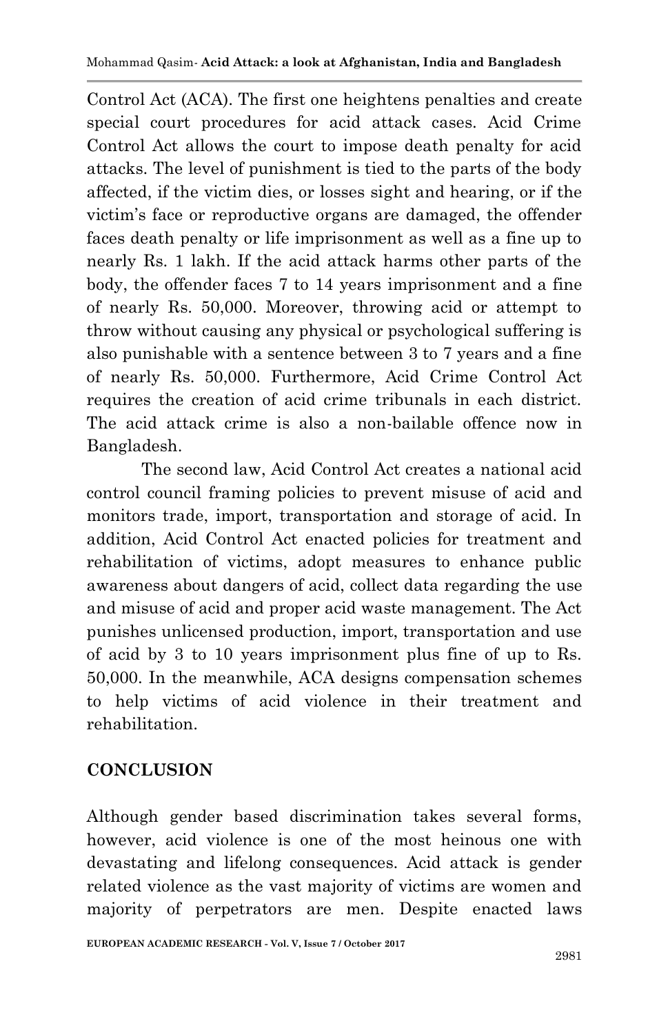Control Act (ACA). The first one heightens penalties and create special court procedures for acid attack cases. Acid Crime Control Act allows the court to impose death penalty for acid attacks. The level of punishment is tied to the parts of the body affected, if the victim dies, or losses sight and hearing, or if the victim's face or reproductive organs are damaged, the offender faces death penalty or life imprisonment as well as a fine up to nearly Rs. 1 lakh. If the acid attack harms other parts of the body, the offender faces 7 to 14 years imprisonment and a fine of nearly Rs. 50,000. Moreover, throwing acid or attempt to throw without causing any physical or psychological suffering is also punishable with a sentence between 3 to 7 years and a fine of nearly Rs. 50,000. Furthermore, Acid Crime Control Act requires the creation of acid crime tribunals in each district. The acid attack crime is also a non-bailable offence now in Bangladesh.

The second law, Acid Control Act creates a national acid control council framing policies to prevent misuse of acid and monitors trade, import, transportation and storage of acid. In addition, Acid Control Act enacted policies for treatment and rehabilitation of victims, adopt measures to enhance public awareness about dangers of acid, collect data regarding the use and misuse of acid and proper acid waste management. The Act punishes unlicensed production, import, transportation and use of acid by 3 to 10 years imprisonment plus fine of up to Rs. 50,000. In the meanwhile, ACA designs compensation schemes to help victims of acid violence in their treatment and rehabilitation.

## CONCLUSION

Although gender based discrimination takes several forms, however, acid violence is one of the most heinous one with devastating and lifelong consequences. Acid attack is gender related violence as the vast majority of victims are women and majority of perpetrators are men. Despite enacted laws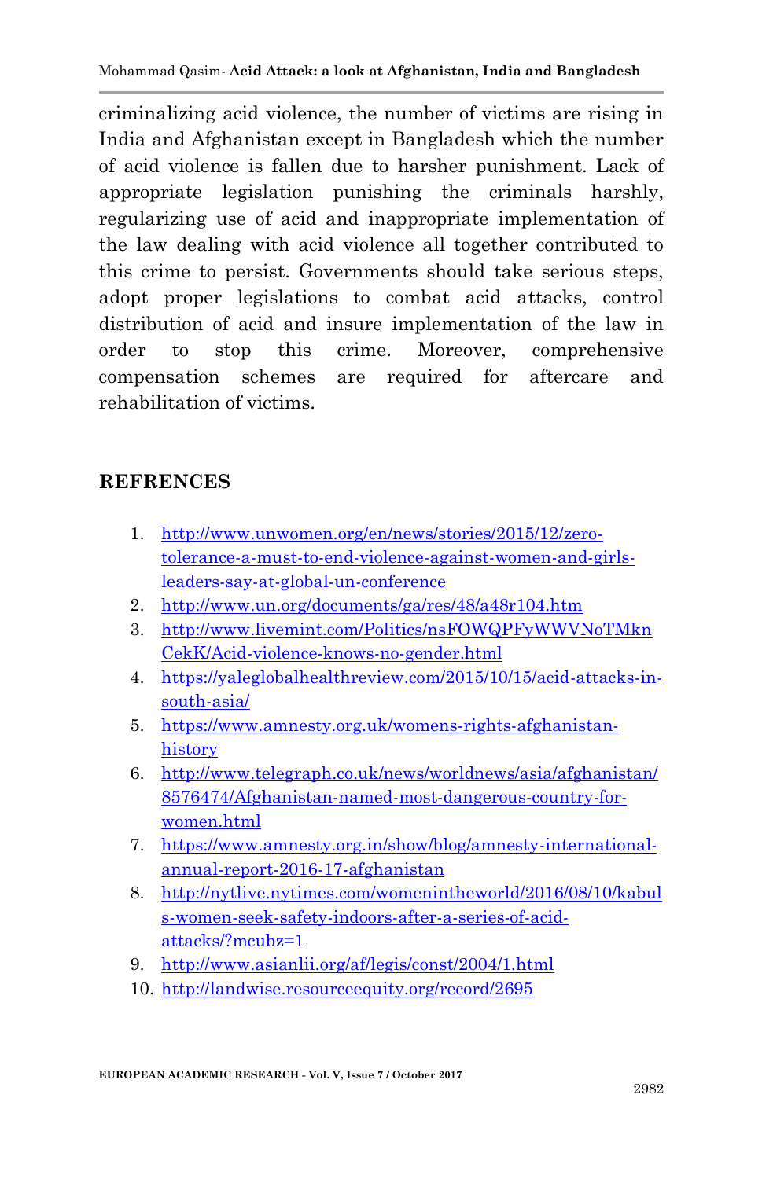criminalizing acid violence, the number of victims are rising in India and Afghanistan except in Bangladesh which the number of acid violence is fallen due to harsher punishment. Lack of appropriate legislation punishing the criminals harshly, regularizing use of acid and inappropriate implementation of the law dealing with acid violence all together contributed to this crime to persist. Governments should take serious steps, adopt proper legislations to combat acid attacks, control distribution of acid and insure implementation of the law in order to stop this crime. Moreover, comprehensive compensation schemes are required for aftercare and rehabilitation of victims.

## REFRENCES

1. http://www.unwomen.org/en/news/stories/2015/12/zero-tolerance-a-must-to-end-violence-against-women-and-girls-leaders-say-at-global-un-conference
2. http://www.un.org/documents/ga/res/48/a48r104.htm
3. http://www.livemint.com/Politics/nsFOWQPFyWWVNoTMknCekK/Acid-violence-knows-no-gender.html
4. https://yaleglobalhealthreview.com/2015/10/15/acid-attacks-in-south-asia/
5. https://www.amnesty.org.uk/womens-rights-afghanistan-history
6. http://www.telegraph.co.uk/news/worldnews/asia/afghanistan/8576474/Afghanistan-named-most-dangerous-country-for-women.html
7. https://www.amnesty.org.in/show/blog/amnesty-international-annual-report-2016-17-afghanistan
8. http://nytlive.nytimes.com/womenintheworld/2016/08/10/kabuls-women-seek-safety-indoors-after-a-series-of-acid-attacks/?mcubz=1
9. http://www.asianlii.org/af/legis/const/2004/1.html
10. http://landwise.resourceequity.org/record/2695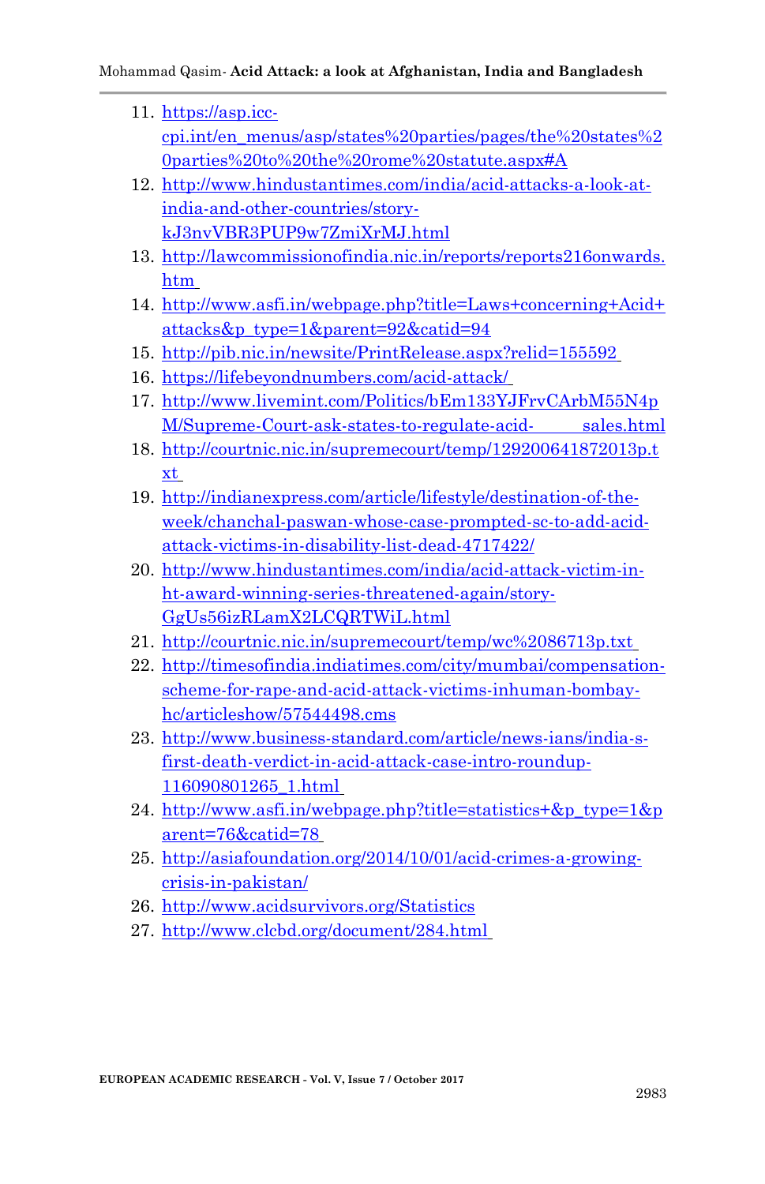11. https://asp.icc-cpi.int/en_menus/asp/states%20parties/pages/the%20states%20parties%20to%20the%20rome%20statute.aspx#A
12. http://www.hindustantimes.com/india/acid-attacks-a-look-at-india-and-other-countries/story-kJ3nvVBR3PUP9w7ZmiXrMJ.html
13. http://lawcommissionofindia.nic.in/reports/reports216onwards.htm
14. http://www.asfi.in/webpage.php?title=Laws+concerning+Acid+attacks&p_type=1&parent=92&catid=94
15. http://pib.nic.in/newsite/PrintRelease.aspx?relid=155592
16. https://lifebeyondnumbers.com/acid-attack/
17. http://www.livemint.com/Politics/bEm133YJFrvCArbM55N4pM/Supreme-Court-ask-states-to-regulate-acid- sales.html
18. http://courtnic.nic.in/supremecourt/temp/129200641872013p.txt
19. http://indianexpress.com/article/lifestyle/destination-of-the-week/chanchal-paswan-whose-case-prompted-sc-to-add-acid-attack-victims-in-disability-list-dead-4717422/
20. http://www.hindustantimes.com/india/acid-attack-victim-in-ht-award-winning-series-threatened-again/story-GgUs56izRLamX2LCQRTWiL.html
21. http://courtnic.nic.in/supremecourt/temp/wc%2086713p.txt
22. http://timesofindia.indiatimes.com/city/mumbai/compensation-scheme-for-rape-and-acid-attack-victims-inhuman-bombay-hc/articleshow/57544498.cms
23. http://www.business-standard.com/article/news-ians/india-s-first-death-verdict-in-acid-attack-case-intro-roundup-116090801265_1.html
24. http://www.asfi.in/webpage.php?title=statistics+&p_type=1&parent=76&catid=78
25. http://asiafoundation.org/2014/10/01/acid-crimes-a-growing-crisis-in-pakistan/
26. http://www.acidsurvivors.org/Statistics
27. http://www.clcbd.org/document/284.html